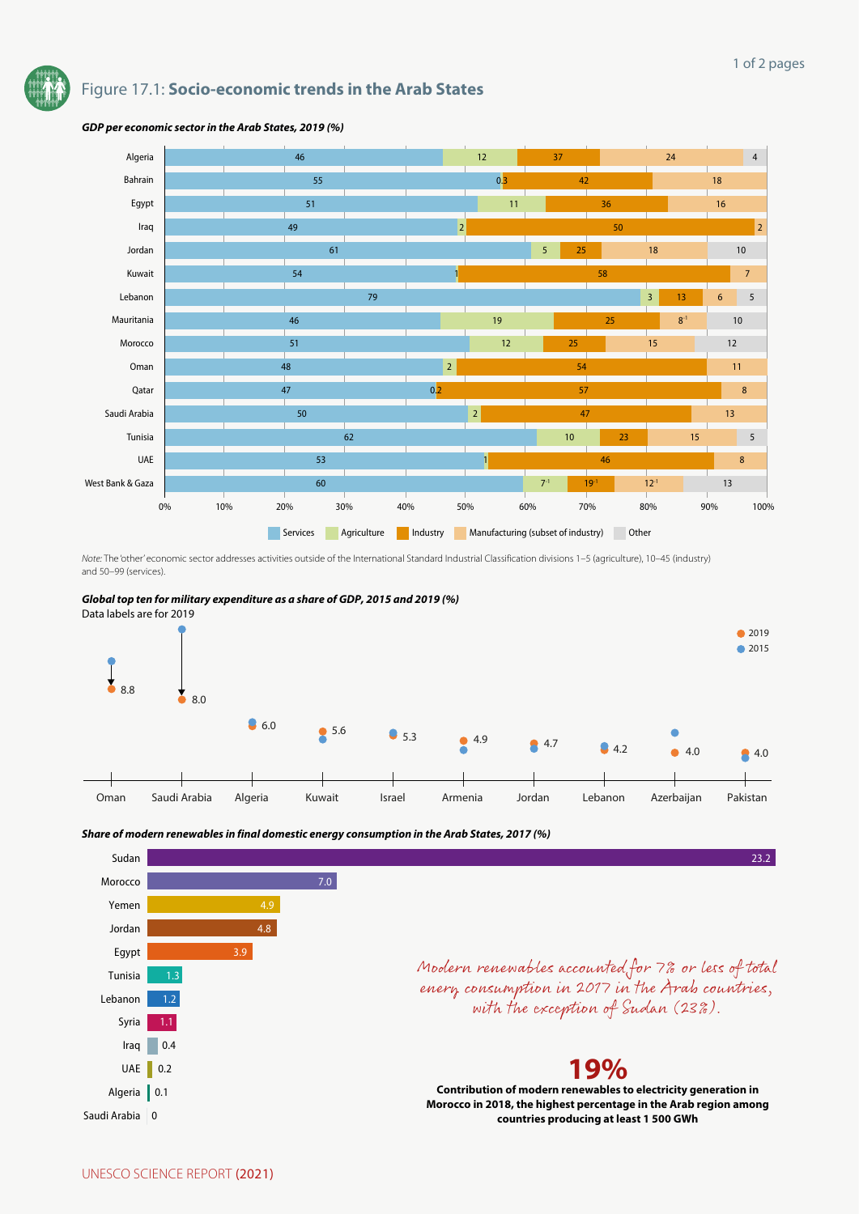# Figure 17.1: **Socio-economic trends in the Arab States**

***GDP per economic sector in the Arab States, 2019 (%)***

| Country | Services | Agriculture | Industry | Manufacturing (subset of industry) | Other |
|---|---|---|---|---|---|
| Algeria | 46 | 12 | 37 | 24 | 4 |
| Bahrain | 55 | 0.3 | 42 | 18 | |
| Egypt | 51 | 11 | 36 | 16 | |
| Iraq | 49 | 2 | 50 | 2 | |
| Jordan | 61 | 5 | 25 | 18 | 10 |
| Kuwait | 54 | 1 | 58 | 7 | |
| Lebanon | 79 | 3 | 13 | 6 | 5 |
| Mauritania | 46 | 19 | 25 | 8[-1] | 10 |
| Morocco | 51 | 12 | 25 | 15 | 12 |
| Oman | 48 | 2 | 54 | 11 | |
| Qatar | 47 | 0.2 | 57 | 8 | |
| Saudi Arabia | 50 | 2 | 47 | 13 | |
| Tunisia | 62 | 10 | 23 | 15 | 5 |
| UAE | 53 | 1 | 46 | 8 | |
| West Bank & Gaza | 60 | 7[-1] | 19[-1] | 12[-1] | 13 |

*Note:* The 'other' economic sector addresses activities outside of the International Standard Industrial Classification divisions 1–5 (agriculture), 10–45 (industry) and 50–99 (services).

***Global top ten for military expenditure as a share of GDP, 2015 and 2019 (%)***

Data labels are for 2019

| Country | 2019 |
|---|---|
| Oman | 8.8 |
| Saudi Arabia | 8.0 |
| Algeria | 6.0 |
| Kuwait | 5.6 |
| Israel | 5.3 |
| Armenia | 4.9 |
| Jordan | 4.7 |
| Lebanon | 4.2 |
| Azerbaijan | 4.0 |
| Pakistan | 4.0 |

***Share of modern renewables in final domestic energy consumption in the Arab States, 2017 (%)***

| Country | % |
|---|---|
| Sudan | 23.2 |
| Morocco | 7.0 |
| Yemen | 4.9 |
| Jordan | 4.8 |
| Egypt | 3.9 |
| Tunisia | 1.3 |
| Lebanon | 1.2 |
| Syria | 1.1 |
| Iraq | 0.4 |
| UAE | 0.2 |
| Algeria | 0.1 |
| Saudi Arabia | 0 |

*Modern renewables accounted for 7% or less of total energy consumption in 2017 in the Arab countries, with the exception of Sudan (23%).*

**19%**

**Contribution of modern renewables to electricity generation in Morocco in 2018, the highest percentage in the Arab region among countries producing at least 1 500 GWh**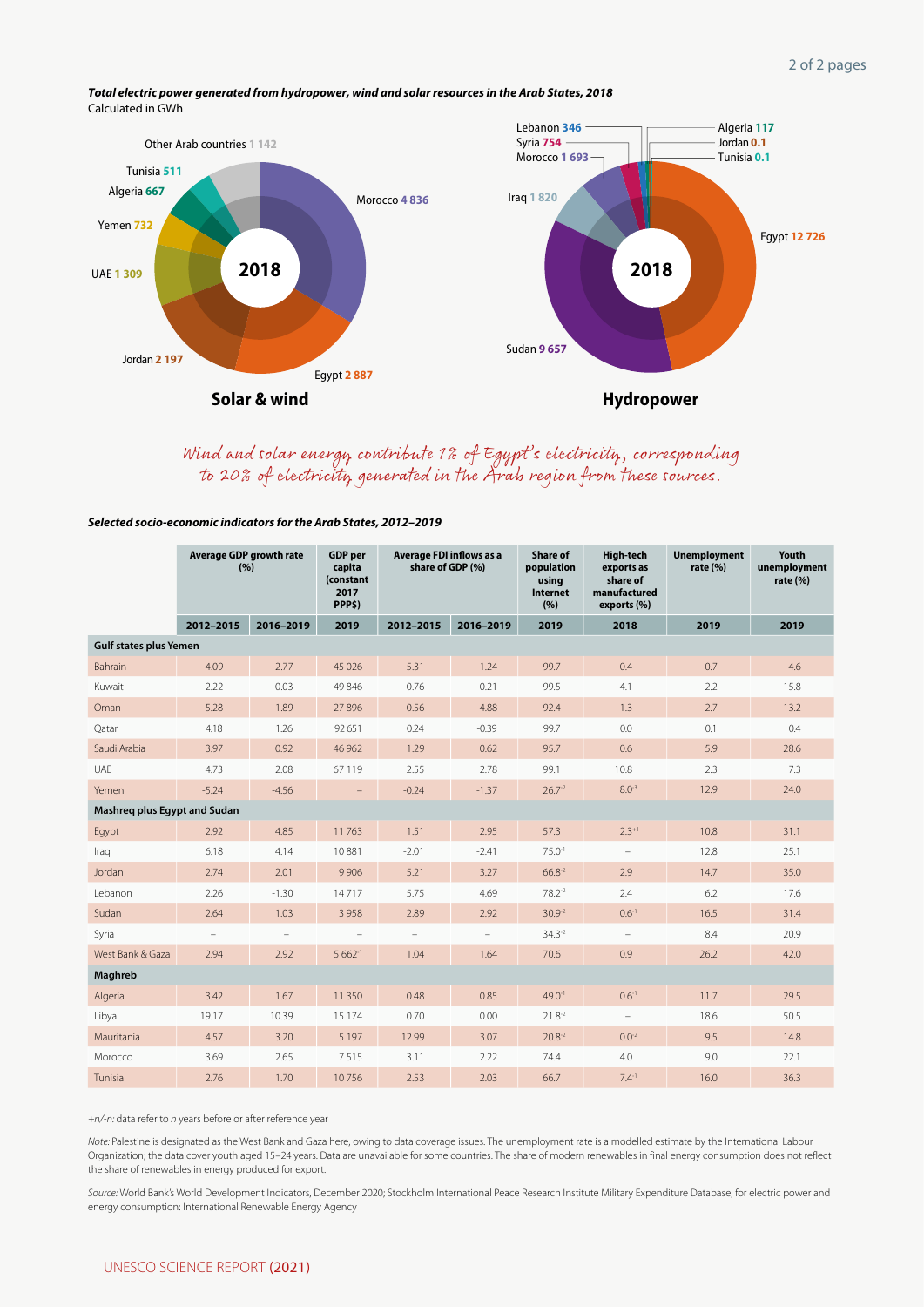***Total electric power generated from hydropower, wind and solar resources in the Arab States, 2018***
Calculated in GWh

**Solar & wind**

2018

Morocco 4 836
Egypt 2 887
Jordan 2 197
UAE 1 309
Yemen 732
Algeria 667
Tunisia 511
Other Arab countries 1 142

**Hydropower**

2018

Egypt 12 726
Sudan 9 657
Iraq 1 820
Morocco 1 693
Syria 754
Lebanon 346
Algeria 117
Jordan 0.1
Tunisia 0.1

*Wind and solar energy contribute 1% of Egypt's electricity, corresponding to 20% of electricity generated in the Arab region from these sources.*

***Selected socio-economic indicators for the Arab States, 2012–2019***

| | Average GDP growth rate (%) | | GDP per capita (constant 2017 PPP$) | Average FDI inflows as a share of GDP (%) | | Share of population using Internet (%) | High-tech exports as share of manufactured exports (%) | Unemployment rate (%) | Youth unemployment rate (%) |
|---|---|---|---|---|---|---|---|---|---|
| | 2012–2015 | 2016–2019 | 2019 | 2012–2015 | 2016–2019 | 2019 | 2018 | 2019 | 2019 |
| **Gulf states plus Yemen** | | | | | | | | | |
| Bahrain | 4.09 | 2.77 | 45 026 | 5.31 | 1.24 | 99.7 | 0.4 | 0.7 | 4.6 |
| Kuwait | 2.22 | -0.03 | 49 846 | 0.76 | 0.21 | 99.5 | 4.1 | 2.2 | 15.8 |
| Oman | 5.28 | 1.89 | 27 896 | 0.56 | 4.88 | 92.4 | 1.3 | 2.7 | 13.2 |
| Qatar | 4.18 | 1.26 | 92 651 | 0.24 | -0.39 | 99.7 | 0.0 | 0.1 | 0.4 |
| Saudi Arabia | 3.97 | 0.92 | 46 962 | 1.29 | 0.62 | 95.7 | 0.6 | 5.9 | 28.6 |
| UAE | 4.73 | 2.08 | 67 119 | 2.55 | 2.78 | 99.1 | 10.8 | 2.3 | 7.3 |
| Yemen | -5.24 | -4.56 | – | -0.24 | -1.37 | 26.7[-2] | 8.0[-3] | 12.9 | 24.0 |
| **Mashreq plus Egypt and Sudan** | | | | | | | | | |
| Egypt | 2.92 | 4.85 | 11 763 | 1.51 | 2.95 | 57.3 | 2.3[+1] | 10.8 | 31.1 |
| Iraq | 6.18 | 4.14 | 10 881 | -2.01 | -2.41 | 75.0[-1] | – | 12.8 | 25.1 |
| Jordan | 2.74 | 2.01 | 9 906 | 5.21 | 3.27 | 66.8[-2] | 2.9 | 14.7 | 35.0 |
| Lebanon | 2.26 | -1.30 | 14 717 | 5.75 | 4.69 | 78.2[-2] | 2.4 | 6.2 | 17.6 |
| Sudan | 2.64 | 1.03 | 3 958 | 2.89 | 2.92 | 30.9[-2] | 0.6[-1] | 16.5 | 31.4 |
| Syria | – | – | – | – | – | 34.3[-2] | – | 8.4 | 20.9 |
| West Bank & Gaza | 2.94 | 2.92 | 5 662[-1] | 1.04 | 1.64 | 70.6 | 0.9 | 26.2 | 42.0 |
| **Maghreb** | | | | | | | | | |
| Algeria | 3.42 | 1.67 | 11 350 | 0.48 | 0.85 | 49.0[-1] | 0.6[-1] | 11.7 | 29.5 |
| Libya | 19.17 | 10.39 | 15 174 | 0.70 | 0.00 | 21.8[-2] | – | 18.6 | 50.5 |
| Mauritania | 4.57 | 3.20 | 5 197 | 12.99 | 3.07 | 20.8[-2] | 0.0[-2] | 9.5 | 14.8 |
| Morocco | 3.69 | 2.65 | 7 515 | 3.11 | 2.22 | 74.4 | 4.0 | 9.0 | 22.1 |
| Tunisia | 2.76 | 1.70 | 10 756 | 2.53 | 2.03 | 66.7 | 7.4[-1] | 16.0 | 36.3 |

*+n/-n*: data refer to *n* years before or after reference year

*Note:* Palestine is designated as the West Bank and Gaza here, owing to data coverage issues. The unemployment rate is a modelled estimate by the International Labour Organization; the data cover youth aged 15–24 years. Data are unavailable for some countries. The share of modern renewables in final energy consumption does not reflect the share of renewables in energy produced for export.

*Source:* World Bank's World Development Indicators, December 2020; Stockholm International Peace Research Institute Military Expenditure Database; for electric power and energy consumption: International Renewable Energy Agency